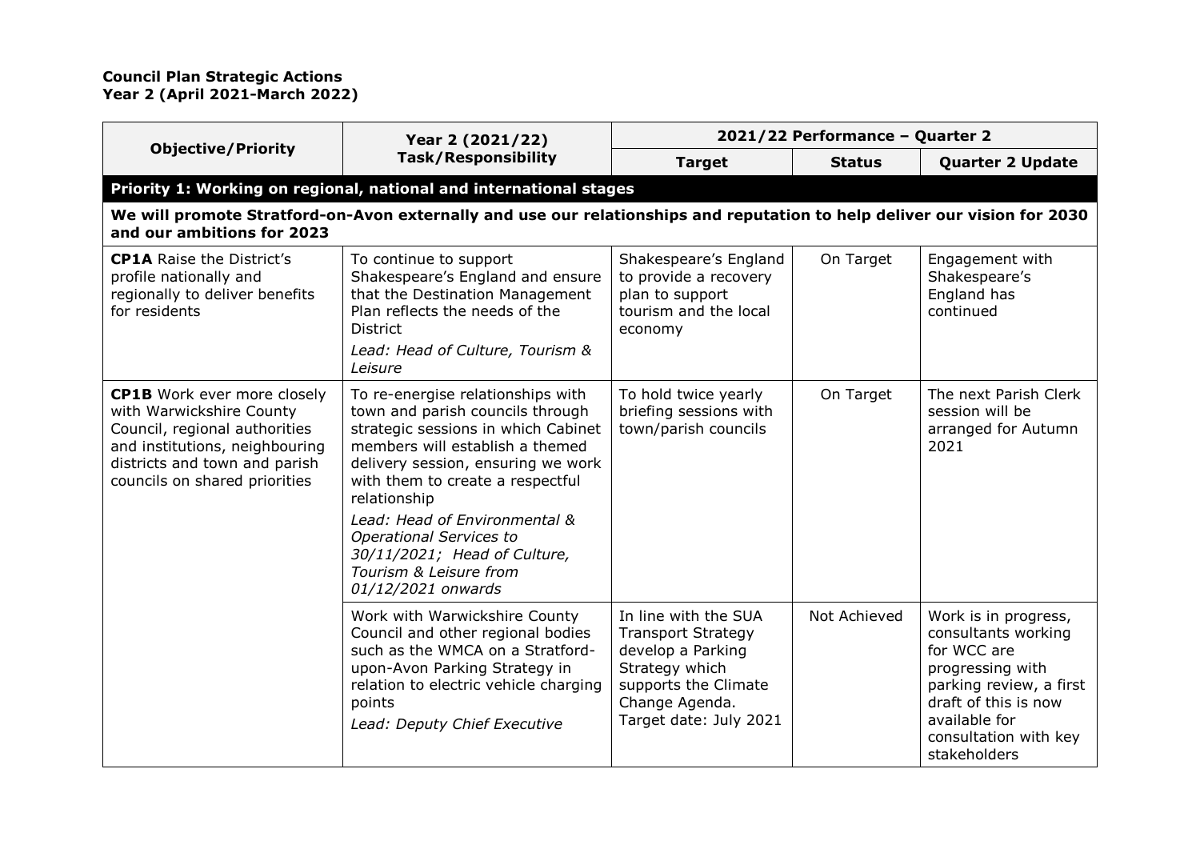**Council Plan Strategic Actions**
**Year 2 (April 2021-March 2022)**

| Objective/Priority | Year 2 (2021/22) Task/Responsibility | 2021/22 Performance – Quarter 2 | | |
|---|---|---|---|---|
| | | **Target** | **Status** | **Quarter 2 Update** |
| **Priority 1: Working on regional, national and international stages** | | | | |
| **We will promote Stratford-on-Avon externally and use our relationships and reputation to help deliver our vision for 2030 and our ambitions for 2023** | | | | |
| **CP1A** Raise the District's profile nationally and regionally to deliver benefits for residents | To continue to support Shakespeare's England and ensure that the Destination Management Plan reflects the needs of the District<br>*Lead: Head of Culture, Tourism & Leisure* | Shakespeare's England to provide a recovery plan to support tourism and the local economy | On Target | Engagement with Shakespeare's England has continued |
| **CP1B** Work ever more closely with Warwickshire County Council, regional authorities and institutions, neighbouring districts and town and parish councils on shared priorities | To re-energise relationships with town and parish councils through strategic sessions in which Cabinet members will establish a themed delivery session, ensuring we work with them to create a respectful relationship<br>*Lead: Head of Environmental & Operational Services to 30/11/2021; Head of Culture, Tourism & Leisure from 01/12/2021 onwards* | To hold twice yearly briefing sessions with town/parish councils | On Target | The next Parish Clerk session will be arranged for Autumn 2021 |
| | Work with Warwickshire County Council and other regional bodies such as the WMCA on a Stratford-upon-Avon Parking Strategy in relation to electric vehicle charging points<br>*Lead: Deputy Chief Executive* | In line with the SUA Transport Strategy develop a Parking Strategy which supports the Climate Change Agenda. Target date: July 2021 | Not Achieved | Work is in progress, consultants working for WCC are progressing with parking review, a first draft of this is now available for consultation with key stakeholders |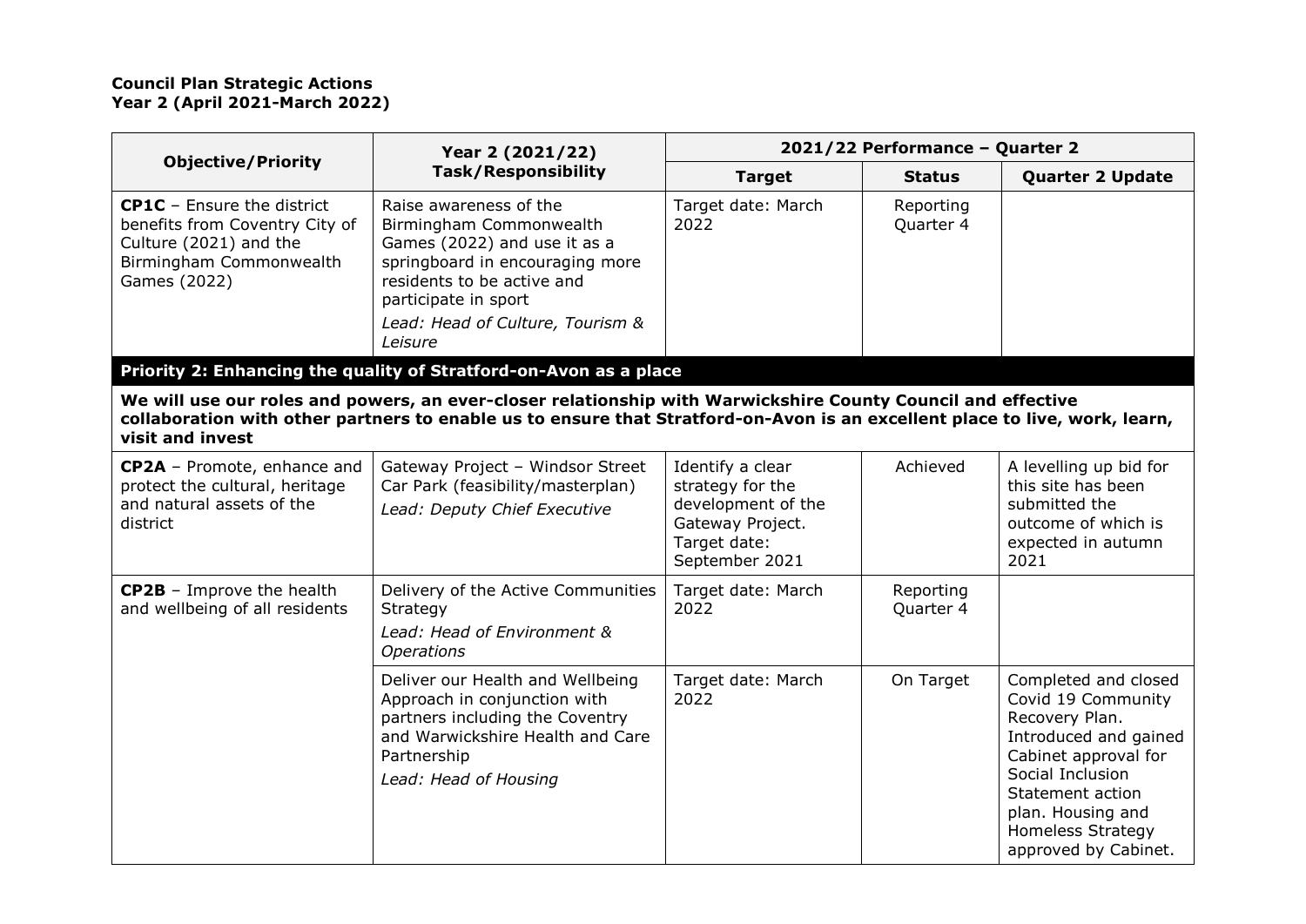**Council Plan Strategic Actions**
**Year 2 (April 2021-March 2022)**

| Objective/Priority | Year 2 (2021/22) Task/Responsibility | 2021/22 Performance – Quarter 2 | | |
|---|---|---|---|---|
| | | **Target** | **Status** | **Quarter 2 Update** |
| **CP1C** – Ensure the district benefits from Coventry City of Culture (2021) and the Birmingham Commonwealth Games (2022) | Raise awareness of the Birmingham Commonwealth Games (2022) and use it as a springboard in encouraging more residents to be active and participate in sport *Lead: Head of Culture, Tourism & Leisure* | Target date: March 2022 | Reporting Quarter 4 | |
| **Priority 2: Enhancing the quality of Stratford-on-Avon as a place** | | | | |
| **We will use our roles and powers, an ever-closer relationship with Warwickshire County Council and effective collaboration with other partners to enable us to ensure that Stratford-on-Avon is an excellent place to live, work, learn, visit and invest** | | | | |
| **CP2A** – Promote, enhance and protect the cultural, heritage and natural assets of the district | Gateway Project – Windsor Street Car Park (feasibility/masterplan) *Lead: Deputy Chief Executive* | Identify a clear strategy for the development of the Gateway Project. Target date: September 2021 | Achieved | A levelling up bid for this site has been submitted the outcome of which is expected in autumn 2021 |
| **CP2B** – Improve the health and wellbeing of all residents | Delivery of the Active Communities Strategy *Lead: Head of Environment & Operations* | Target date: March 2022 | Reporting Quarter 4 | |
| | Deliver our Health and Wellbeing Approach in conjunction with partners including the Coventry and Warwickshire Health and Care Partnership *Lead: Head of Housing* | Target date: March 2022 | On Target | Completed and closed Covid 19 Community Recovery Plan. Introduced and gained Cabinet approval for Social Inclusion Statement action plan. Housing and Homeless Strategy approved by Cabinet. |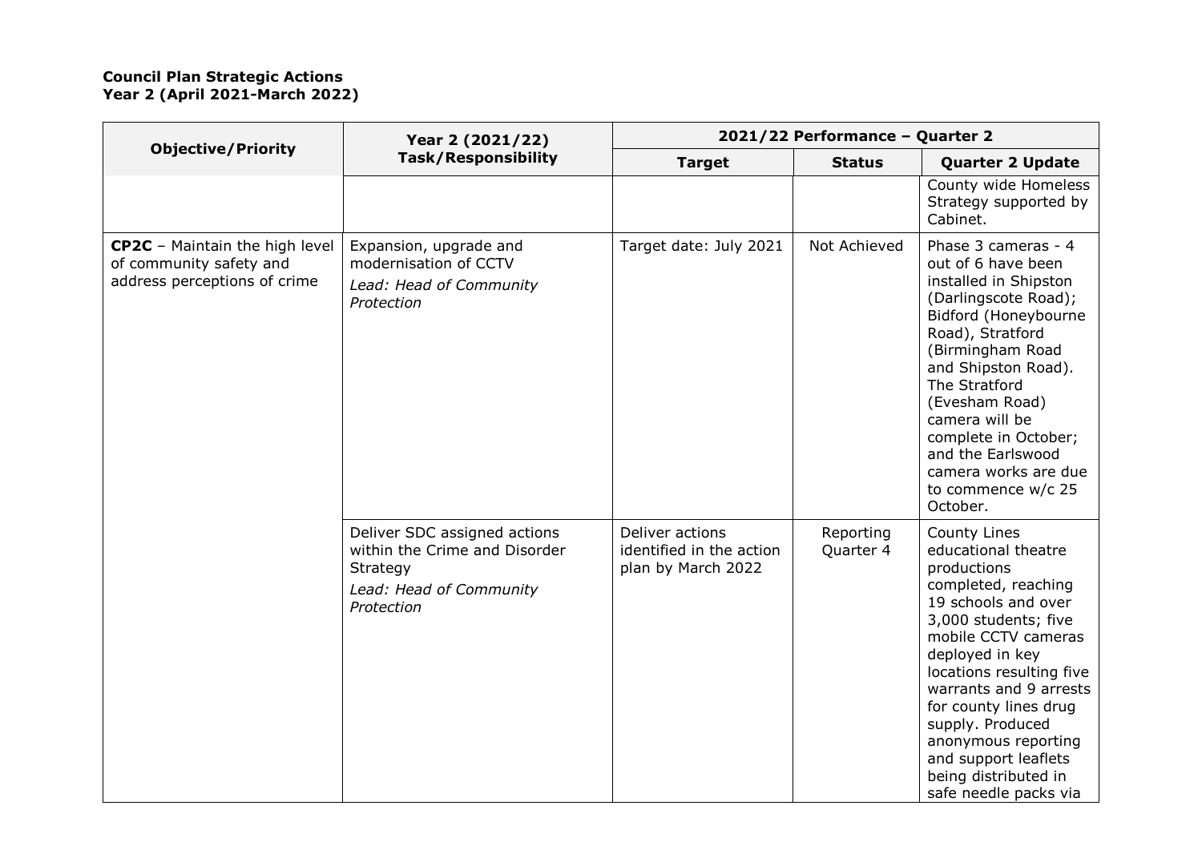**Council Plan Strategic Actions**
**Year 2 (April 2021-March 2022)**

| Objective/Priority | Year 2 (2021/22) Task/Responsibility | 2021/22 Performance – Quarter 2 | | |
|---|---|---|---|---|
| | | **Target** | **Status** | **Quarter 2 Update** |
| | | | | County wide Homeless Strategy supported by Cabinet. |
| **CP2C** – Maintain the high level of community safety and address perceptions of crime | Expansion, upgrade and modernisation of CCTV<br>*Lead: Head of Community Protection* | Target date: July 2021 | Not Achieved | Phase 3 cameras - 4 out of 6 have been installed in Shipston (Darlingscote Road); Bidford (Honeybourne Road), Stratford (Birmingham Road and Shipston Road). The Stratford (Evesham Road) camera will be complete in October; and the Earlswood camera works are due to commence w/c 25 October. |
| | Deliver SDC assigned actions within the Crime and Disorder Strategy<br>*Lead: Head of Community Protection* | Deliver actions identified in the action plan by March 2022 | Reporting Quarter 4 | County Lines educational theatre productions completed, reaching 19 schools and over 3,000 students; five mobile CCTV cameras deployed in key locations resulting five warrants and 9 arrests for county lines drug supply. Produced anonymous reporting and support leaflets being distributed in safe needle packs via |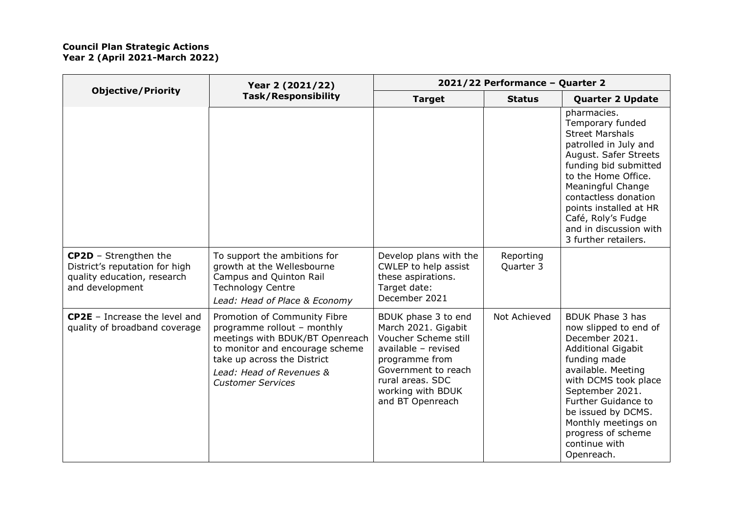**Council Plan Strategic Actions**
**Year 2 (April 2021-March 2022)**

| Objective/Priority | Year 2 (2021/22) Task/Responsibility | 2021/22 Performance – Quarter 2 | | |
|---|---|---|---|---|
| | | **Target** | **Status** | **Quarter 2 Update** |
| | | | | pharmacies. Temporary funded Street Marshals patrolled in July and August. Safer Streets funding bid submitted to the Home Office. Meaningful Change contactless donation points installed at HR Café, Roly's Fudge and in discussion with 3 further retailers. |
| **CP2D** – Strengthen the District's reputation for high quality education, research and development | To support the ambitions for growth at the Wellesbourne Campus and Quinton Rail Technology Centre *Lead: Head of Place & Economy* | Develop plans with the CWLEP to help assist these aspirations. Target date: December 2021 | Reporting Quarter 3 | |
| **CP2E** – Increase the level and quality of broadband coverage | Promotion of Community Fibre programme rollout – monthly meetings with BDUK/BT Openreach to monitor and encourage scheme take up across the District *Lead: Head of Revenues & Customer Services* | BDUK phase 3 to end March 2021. Gigabit Voucher Scheme still available – revised programme from Government to reach rural areas. SDC working with BDUK and BT Openreach | Not Achieved | BDUK Phase 3 has now slipped to end of December 2021. Additional Gigabit funding made available. Meeting with DCMS took place September 2021. Further Guidance to be issued by DCMS. Monthly meetings on progress of scheme continue with Openreach. |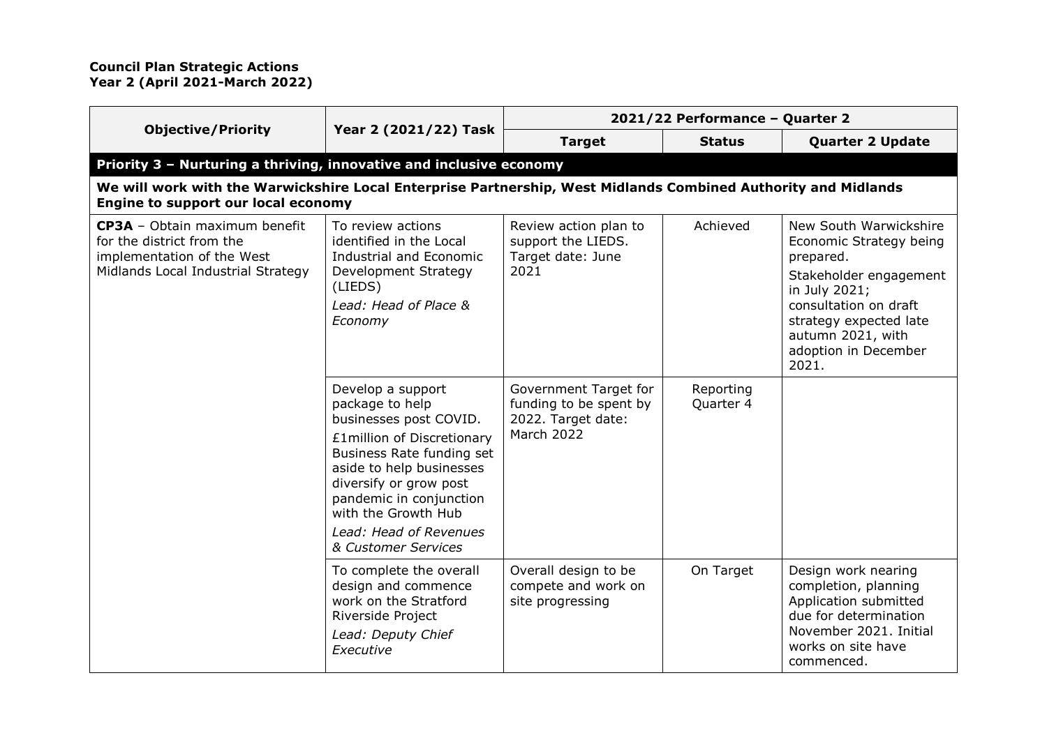**Council Plan Strategic Actions**
**Year 2 (April 2021-March 2022)**

| Objective/Priority | Year 2 (2021/22) Task | 2021/22 Performance – Quarter 2 | | |
|---|---|---|---|---|
| | | **Target** | **Status** | **Quarter 2 Update** |
| **Priority 3 – Nurturing a thriving, innovative and inclusive economy** | | | | |
| **We will work with the Warwickshire Local Enterprise Partnership, West Midlands Combined Authority and Midlands Engine to support our local economy** | | | | |
| **CP3A** – Obtain maximum benefit for the district from the implementation of the West Midlands Local Industrial Strategy | To review actions identified in the Local Industrial and Economic Development Strategy (LIEDS)<br>*Lead: Head of Place & Economy* | Review action plan to support the LIEDS. Target date: June 2021 | Achieved | New South Warwickshire Economic Strategy being prepared.<br>Stakeholder engagement in July 2021; consultation on draft strategy expected late autumn 2021, with adoption in December 2021. |
| | Develop a support package to help businesses post COVID.<br>£1million of Discretionary Business Rate funding set aside to help businesses diversify or grow post pandemic in conjunction with the Growth Hub<br>*Lead: Head of Revenues & Customer Services* | Government Target for funding to be spent by 2022. Target date: March 2022 | Reporting Quarter 4 | |
| | To complete the overall design and commence work on the Stratford Riverside Project<br>*Lead: Deputy Chief Executive* | Overall design to be compete and work on site progressing | On Target | Design work nearing completion, planning Application submitted due for determination November 2021. Initial works on site have commenced. |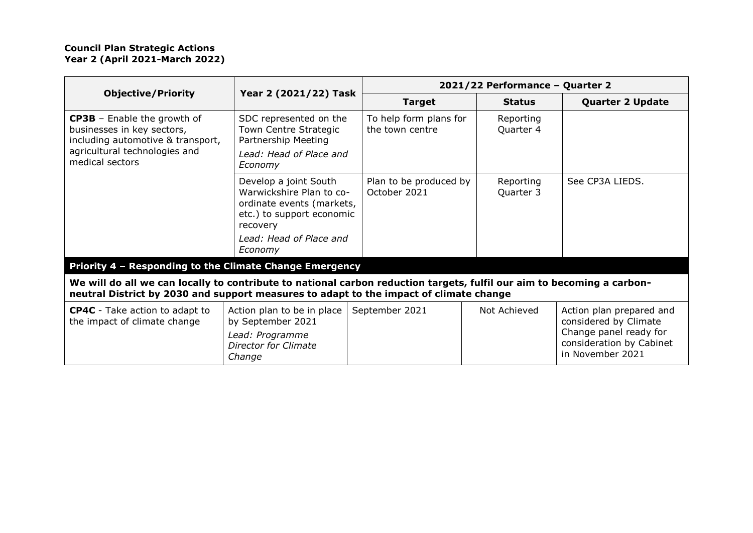**Council Plan Strategic Actions**
**Year 2 (April 2021-March 2022)**

| Objective/Priority | Year 2 (2021/22) Task | 2021/22 Performance – Quarter 2 | | |
|---|---|---|---|---|
| | | **Target** | **Status** | **Quarter 2 Update** |
| **CP3B** – Enable the growth of businesses in key sectors, including automotive & transport, agricultural technologies and medical sectors | SDC represented on the Town Centre Strategic Partnership Meeting<br>*Lead: Head of Place and Economy* | To help form plans for the town centre | Reporting Quarter 4 | |
| | Develop a joint South Warwickshire Plan to co-ordinate events (markets, etc.) to support economic recovery<br>*Lead: Head of Place and Economy* | Plan to be produced by October 2021 | Reporting Quarter 3 | See CP3A LIEDS. |
| **Priority 4 – Responding to the Climate Change Emergency** | | | | |
| **We will do all we can locally to contribute to national carbon reduction targets, fulfil our aim to becoming a carbon-neutral District by 2030 and support measures to adapt to the impact of climate change** | | | | |
| **CP4C** - Take action to adapt to the impact of climate change | Action plan to be in place by September 2021<br>*Lead: Programme Director for Climate Change* | September 2021 | Not Achieved | Action plan prepared and considered by Climate Change panel ready for consideration by Cabinet in November 2021 |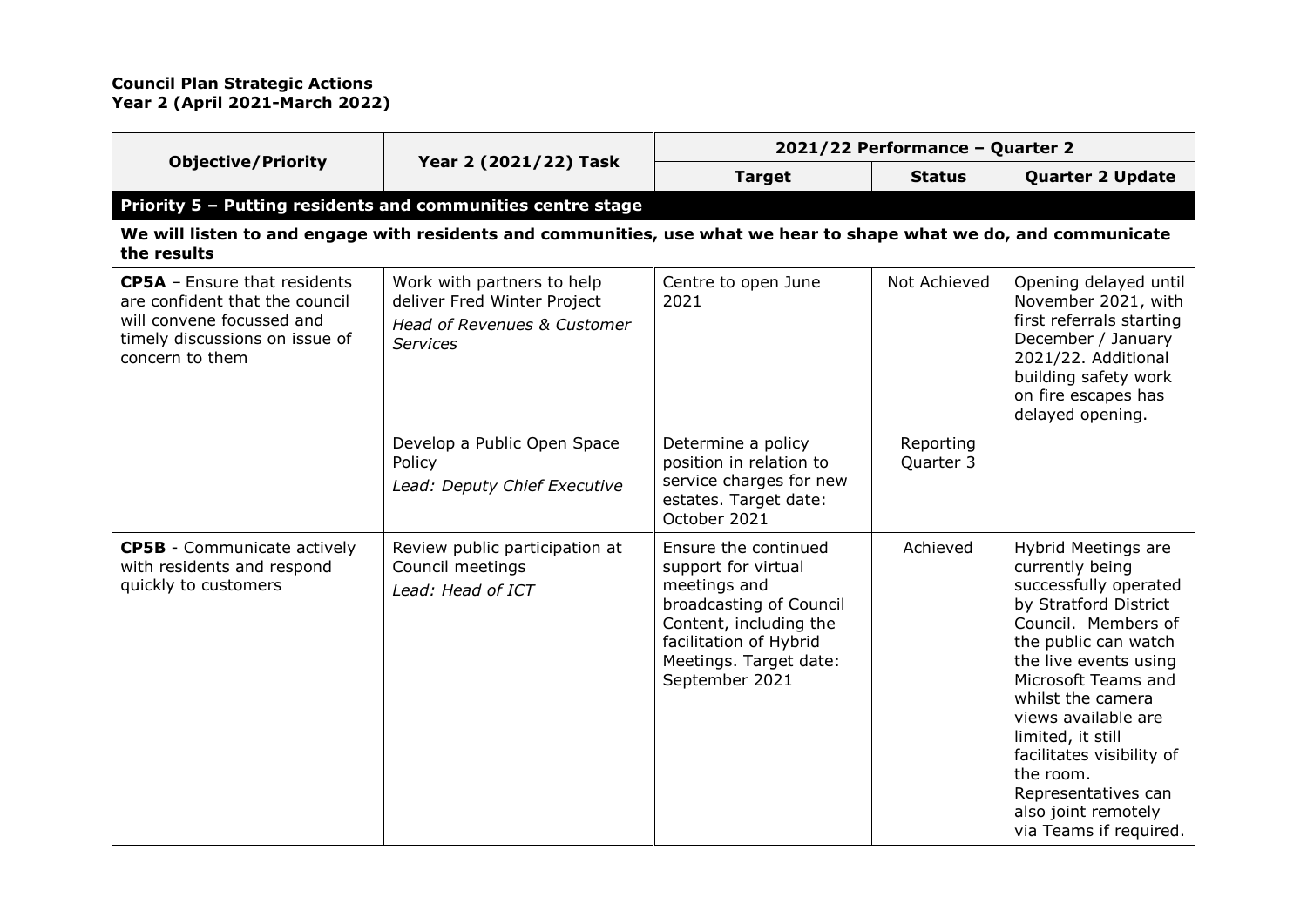**Council Plan Strategic Actions**
**Year 2 (April 2021-March 2022)**

| Objective/Priority | Year 2 (2021/22) Task | 2021/22 Performance – Quarter 2 | | |
|---|---|---|---|---|
| | | **Target** | **Status** | **Quarter 2 Update** |
| **Priority 5 – Putting residents and communities centre stage** | | | | |
| **We will listen to and engage with residents and communities, use what we hear to shape what we do, and communicate the results** | | | | |
| **CP5A** – Ensure that residents are confident that the council will convene focussed and timely discussions on issue of concern to them | Work with partners to help deliver Fred Winter Project *Head of Revenues & Customer Services* | Centre to open June 2021 | Not Achieved | Opening delayed until November 2021, with first referrals starting December / January 2021/22. Additional building safety work on fire escapes has delayed opening. |
| | Develop a Public Open Space Policy *Lead: Deputy Chief Executive* | Determine a policy position in relation to service charges for new estates. Target date: October 2021 | Reporting Quarter 3 | |
| **CP5B** - Communicate actively with residents and respond quickly to customers | Review public participation at Council meetings *Lead: Head of ICT* | Ensure the continued support for virtual meetings and broadcasting of Council Content, including the facilitation of Hybrid Meetings. Target date: September 2021 | Achieved | Hybrid Meetings are currently being successfully operated by Stratford District Council. Members of the public can watch the live events using Microsoft Teams and whilst the camera views available are limited, it still facilitates visibility of the room. Representatives can also joint remotely via Teams if required. |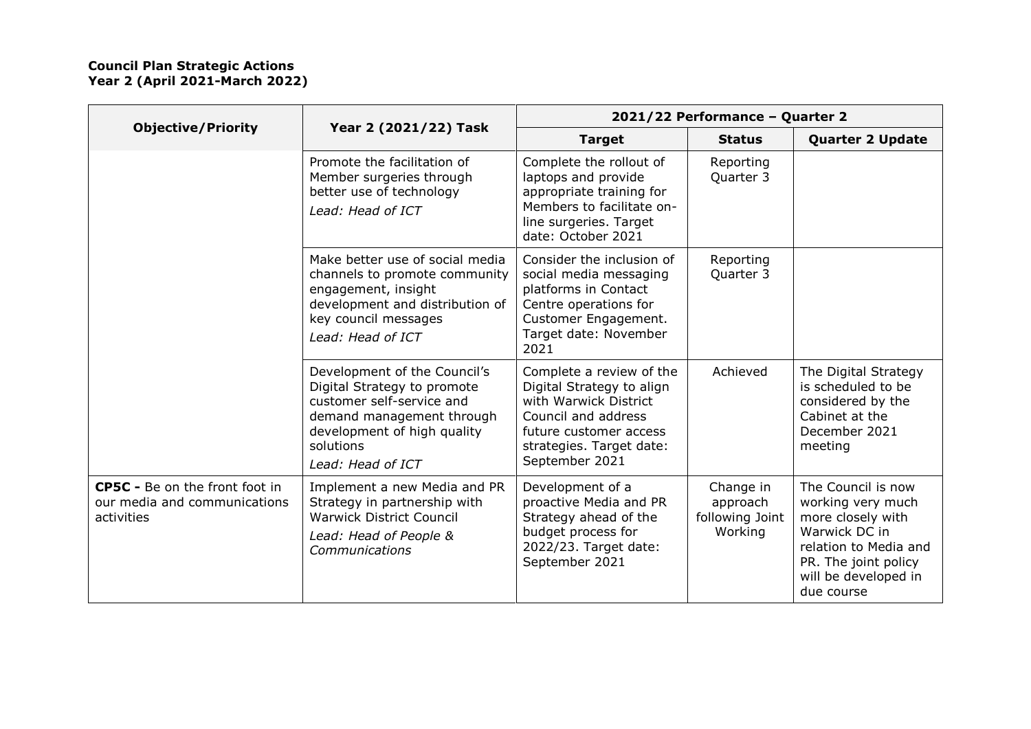**Council Plan Strategic Actions**
**Year 2 (April 2021-March 2022)**

| Objective/Priority | Year 2 (2021/22) Task | 2021/22 Performance – Quarter 2 | | |
|---|---|---|---|---|
| | | **Target** | **Status** | **Quarter 2 Update** |
| | Promote the facilitation of Member surgeries through better use of technology *Lead: Head of ICT* | Complete the rollout of laptops and provide appropriate training for Members to facilitate on-line surgeries. Target date: October 2021 | Reporting Quarter 3 | |
| | Make better use of social media channels to promote community engagement, insight development and distribution of key council messages *Lead: Head of ICT* | Consider the inclusion of social media messaging platforms in Contact Centre operations for Customer Engagement. Target date: November 2021 | Reporting Quarter 3 | |
| | Development of the Council's Digital Strategy to promote customer self-service and demand management through development of high quality solutions *Lead: Head of ICT* | Complete a review of the Digital Strategy to align with Warwick District Council and address future customer access strategies. Target date: September 2021 | Achieved | The Digital Strategy is scheduled to be considered by the Cabinet at the December 2021 meeting |
| **CP5C -** Be on the front foot in our media and communications activities | Implement a new Media and PR Strategy in partnership with Warwick District Council *Lead: Head of People & Communications* | Development of a proactive Media and PR Strategy ahead of the budget process for 2022/23. Target date: September 2021 | Change in approach following Joint Working | The Council is now working very much more closely with Warwick DC in relation to Media and PR. The joint policy will be developed in due course |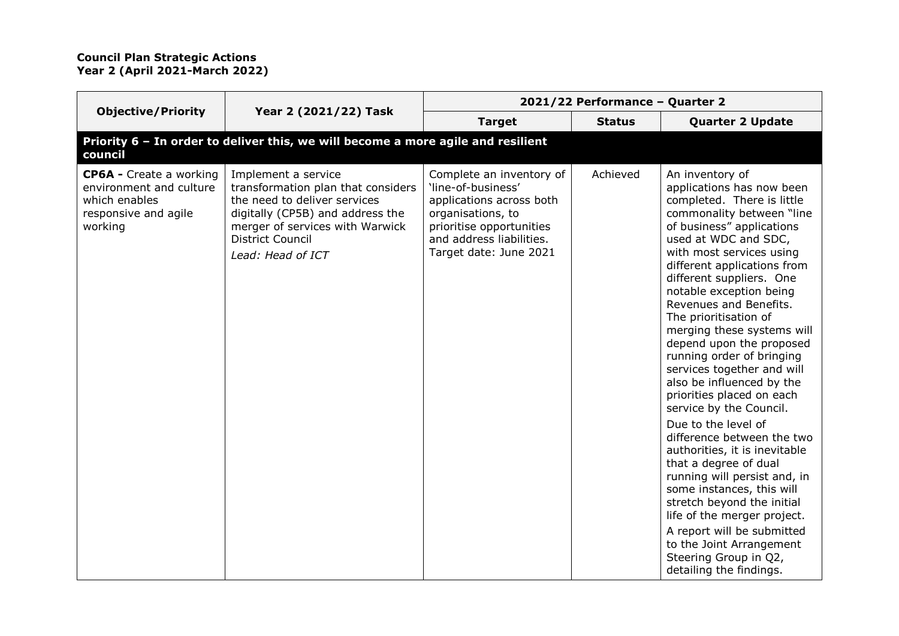**Council Plan Strategic Actions**
**Year 2 (April 2021-March 2022)**

| Objective/Priority | Year 2 (2021/22) Task | 2021/22 Performance – Quarter 2 | | |
|---|---|---|---|---|
| | | **Target** | **Status** | **Quarter 2 Update** |
| **Priority 6 – In order to deliver this, we will become a more agile and resilient council** | | | | |
| **CP6A -** Create a working environment and culture which enables responsive and agile working | Implement a service transformation plan that considers the need to deliver services digitally (CP5B) and address the merger of services with Warwick District Council<br>*Lead: Head of ICT* | Complete an inventory of 'line-of-business' applications across both organisations, to prioritise opportunities and address liabilities.<br>Target date: June 2021 | Achieved | An inventory of applications has now been completed. There is little commonality between "line of business" applications used at WDC and SDC, with most services using different applications from different suppliers. One notable exception being Revenues and Benefits. The prioritisation of merging these systems will depend upon the proposed running order of bringing services together and will also be influenced by the priorities placed on each service by the Council.<br>Due to the level of difference between the two authorities, it is inevitable that a degree of dual running will persist and, in some instances, this will stretch beyond the initial life of the merger project.<br>A report will be submitted to the Joint Arrangement Steering Group in Q2, detailing the findings. |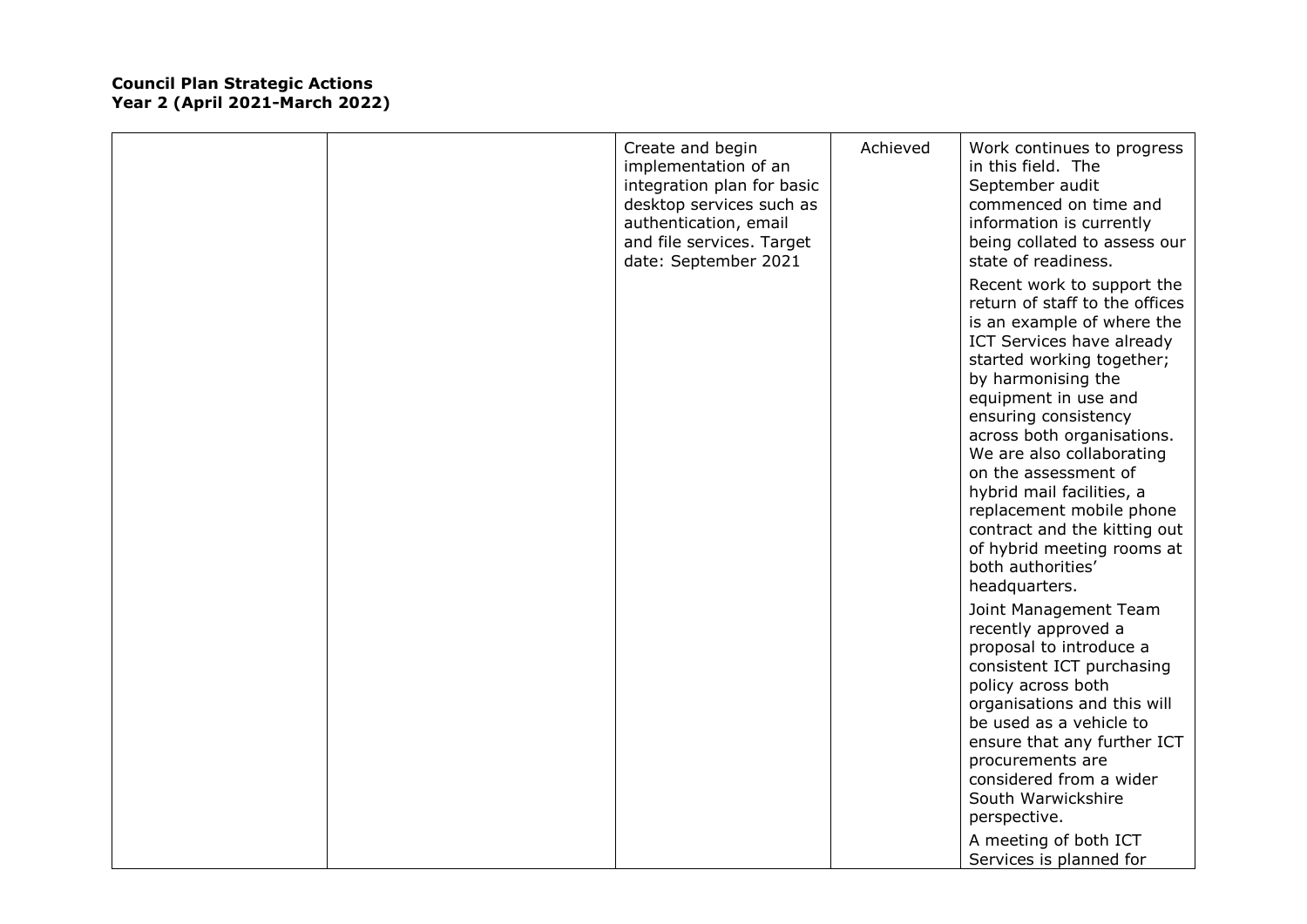**Council Plan Strategic Actions**
**Year 2 (April 2021-March 2022)**

| | | | | |
|---|---|---|---|---|
| | | Create and begin implementation of an integration plan for basic desktop services such as authentication, email and file services. Target date: September 2021 | Achieved | Work continues to progress in this field. The September audit commenced on time and information is currently being collated to assess our state of readiness.<br><br>Recent work to support the return of staff to the offices is an example of where the ICT Services have already started working together; by harmonising the equipment in use and ensuring consistency across both organisations. We are also collaborating on the assessment of hybrid mail facilities, a replacement mobile phone contract and the kitting out of hybrid meeting rooms at both authorities' headquarters.<br><br>Joint Management Team recently approved a proposal to introduce a consistent ICT purchasing policy across both organisations and this will be used as a vehicle to ensure that any further ICT procurements are considered from a wider South Warwickshire perspective.<br><br>A meeting of both ICT Services is planned for |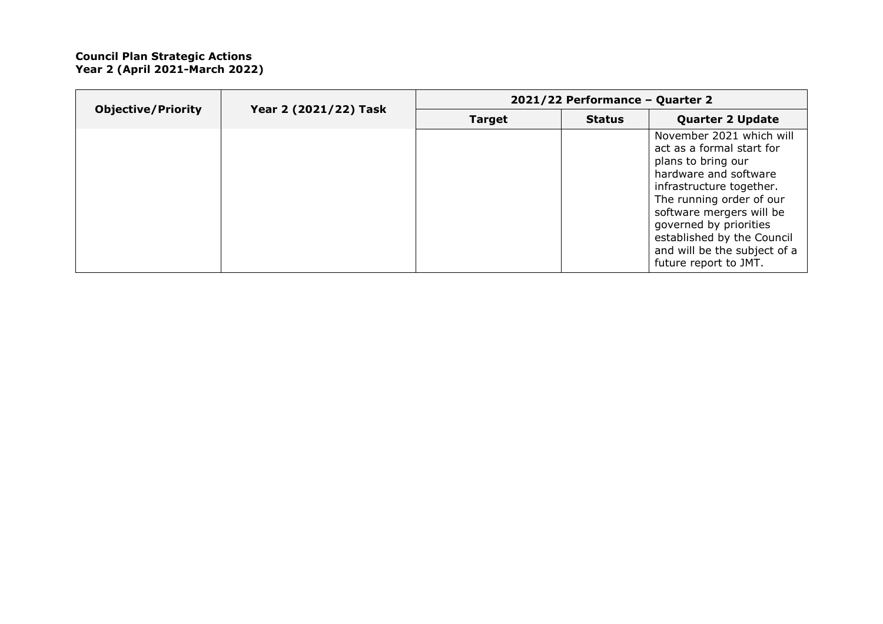**Council Plan Strategic Actions**
**Year 2 (April 2021-March 2022)**

| Objective/Priority | Year 2 (2021/22) Task | 2021/22 Performance – Quarter 2 | | |
|---|---|---|---|---|
| | | **Target** | **Status** | **Quarter 2 Update** |
| | | | | November 2021 which will act as a formal start for plans to bring our hardware and software infrastructure together. The running order of our software mergers will be governed by priorities established by the Council and will be the subject of a future report to JMT. |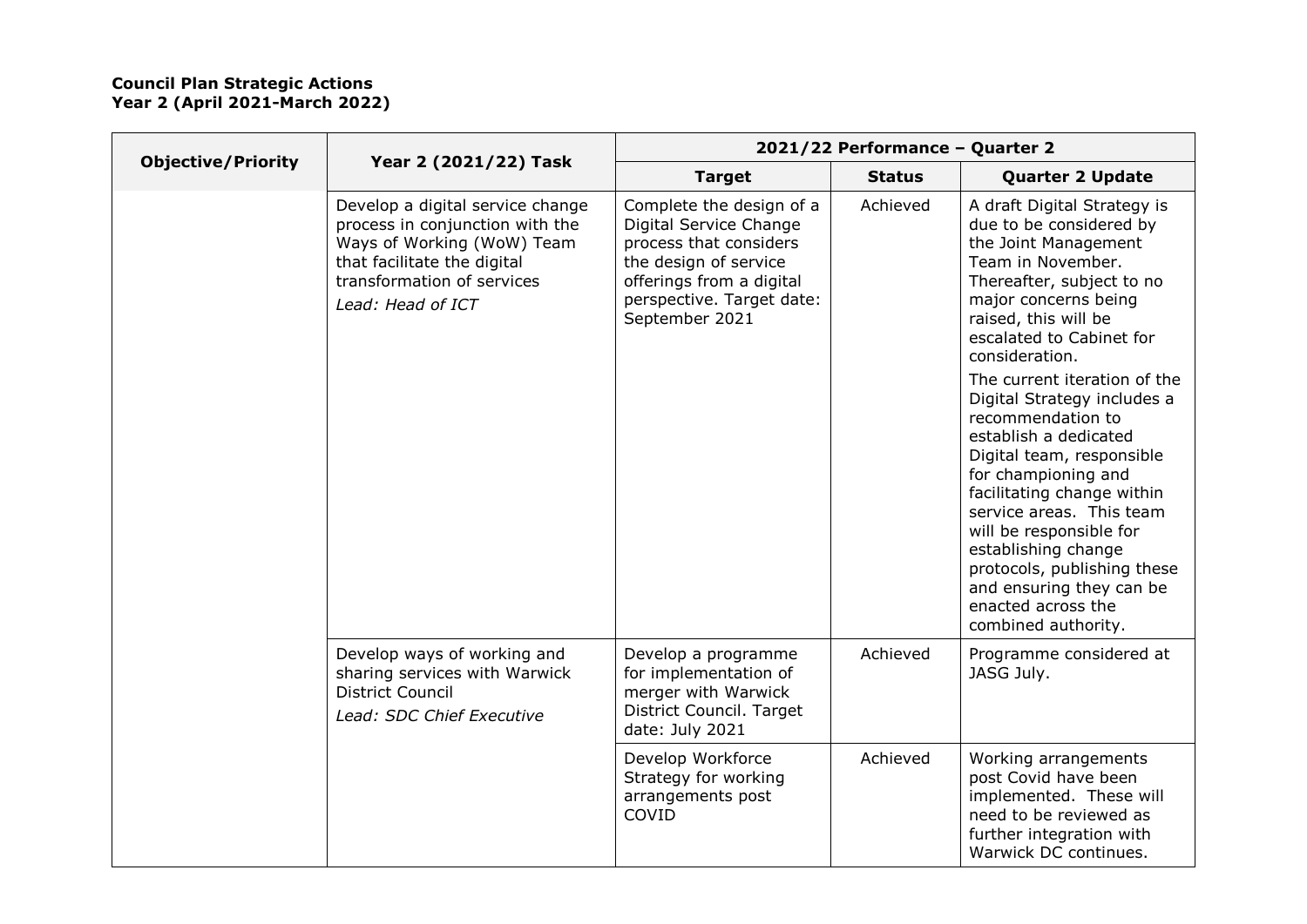**Council Plan Strategic Actions**
**Year 2 (April 2021-March 2022)**

| Objective/Priority | Year 2 (2021/22) Task | 2021/22 Performance – Quarter 2 | | |
|---|---|---|---|---|
| | | **Target** | **Status** | **Quarter 2 Update** |
| | Develop a digital service change process in conjunction with the Ways of Working (WoW) Team that facilitate the digital transformation of services<br>*Lead: Head of ICT* | Complete the design of a Digital Service Change process that considers the design of service offerings from a digital perspective. Target date: September 2021 | Achieved | A draft Digital Strategy is due to be considered by the Joint Management Team in November. Thereafter, subject to no major concerns being raised, this will be escalated to Cabinet for consideration.<br>The current iteration of the Digital Strategy includes a recommendation to establish a dedicated Digital team, responsible for championing and facilitating change within service areas. This team will be responsible for establishing change protocols, publishing these and ensuring they can be enacted across the combined authority. |
| | Develop ways of working and sharing services with Warwick District Council<br>*Lead: SDC Chief Executive* | Develop a programme for implementation of merger with Warwick District Council. Target date: July 2021 | Achieved | Programme considered at JASG July. |
| | | Develop Workforce Strategy for working arrangements post COVID | Achieved | Working arrangements post Covid have been implemented. These will need to be reviewed as further integration with Warwick DC continues. |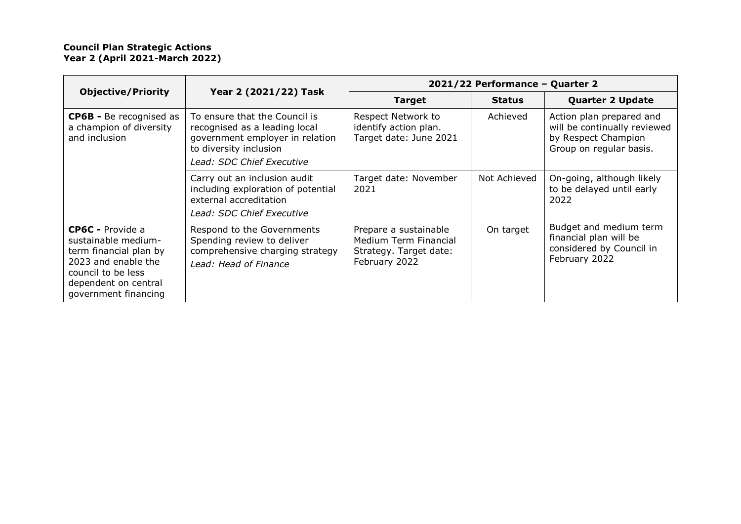**Council Plan Strategic Actions**
**Year 2 (April 2021-March 2022)**

| Objective/Priority | Year 2 (2021/22) Task | 2021/22 Performance – Quarter 2 | | |
|---|---|---|---|---|
| | | **Target** | **Status** | **Quarter 2 Update** |
| **CP6B -** Be recognised as a champion of diversity and inclusion | To ensure that the Council is recognised as a leading local government employer in relation to diversity inclusion<br>*Lead: SDC Chief Executive* | Respect Network to identify action plan. Target date: June 2021 | Achieved | Action plan prepared and will be continually reviewed by Respect Champion Group on regular basis. |
| | Carry out an inclusion audit including exploration of potential external accreditation<br>*Lead: SDC Chief Executive* | Target date: November 2021 | Not Achieved | On-going, although likely to be delayed until early 2022 |
| **CP6C -** Provide a sustainable medium-term financial plan by 2023 and enable the council to be less dependent on central government financing | Respond to the Governments Spending review to deliver comprehensive charging strategy<br>*Lead: Head of Finance* | Prepare a sustainable Medium Term Financial Strategy. Target date: February 2022 | On target | Budget and medium term financial plan will be considered by Council in February 2022 |